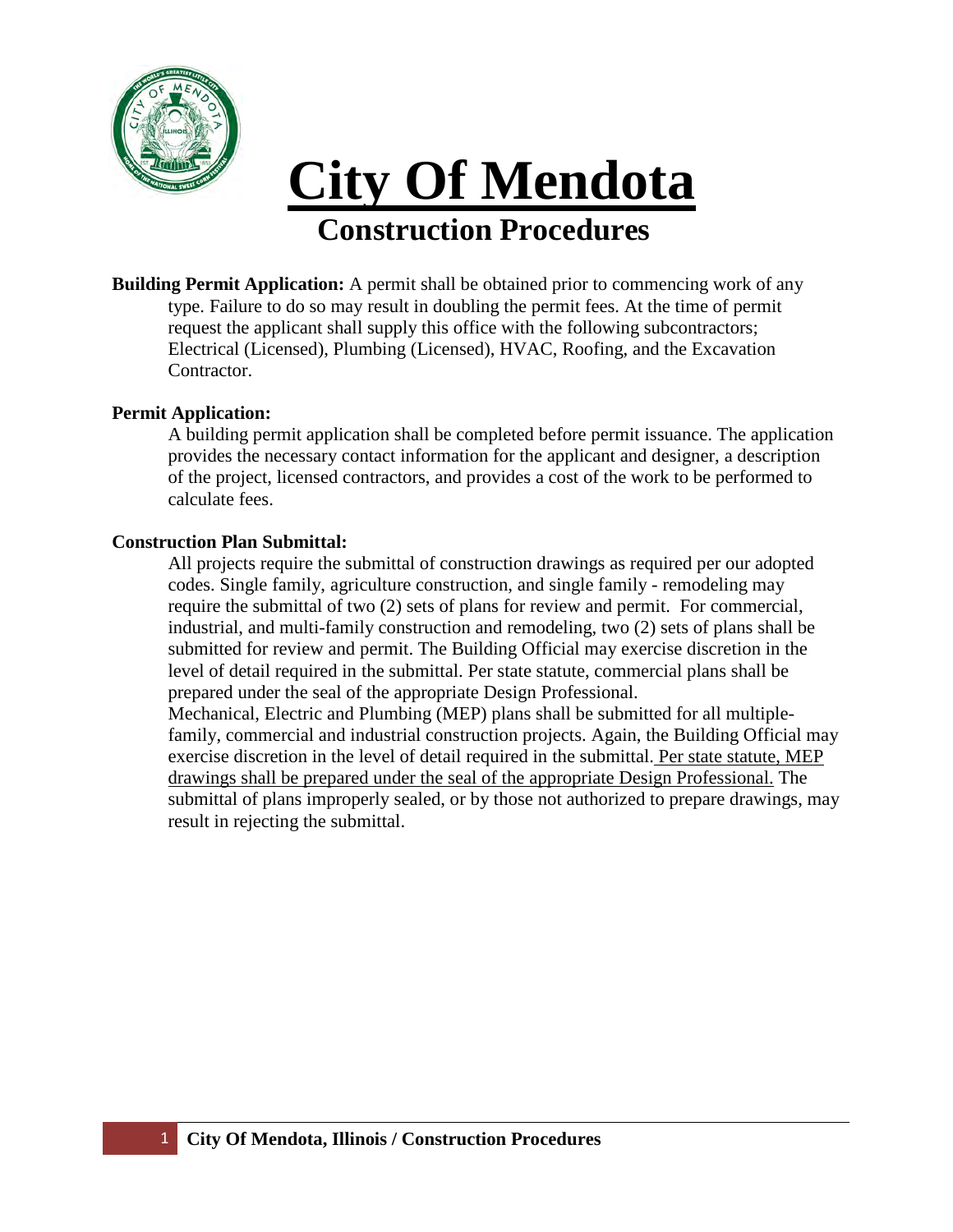# City Of Mendota

## Construction Procedures

**Building Permit Application:** A permit shall be obtained prior to commencing work of any type. Failure to do so may result in doubling the permit fees. At the time of permit request the applicant shall supply this office with the following subcontractors; Electrical (Licensed), Plumbing (Licensed), HVAC, Roofing, and the Excavation Contractor.

**Permit Application:**

A building permit application shall be completed before permit issuance. The application provides the necessary contact information for the applicant and designer, a description of the project, licensed contractors, and provides a cost of the work to be performed to calculate fees.

**Construction Plan Submittal:**

All projects require the submittal of construction drawings as required per our adopted codes. Single family, agriculture construction, and single family - remodeling may require the submittal of two (2) sets of plans for review and permit. For commercial, industrial, and multi-family construction and remodeling, two (2) sets of plans shall be submitted for review and permit. The Building Official may exercise discretion in the level of detail required in the submittal. Per state statute, commercial plans shall be prepared under the seal of the appropriate Design Professional.

Mechanical, Electric and Plumbing (MEP) plans shall be submitted for all multiple-family, commercial and industrial construction projects. Again, the Building Official may exercise discretion in the level of detail required in the submittal. Per state statute, MEP drawings shall be prepared under the seal of the appropriate Design Professional. The submittal of plans improperly sealed, or by those not authorized to prepare drawings, may result in rejecting the submittal.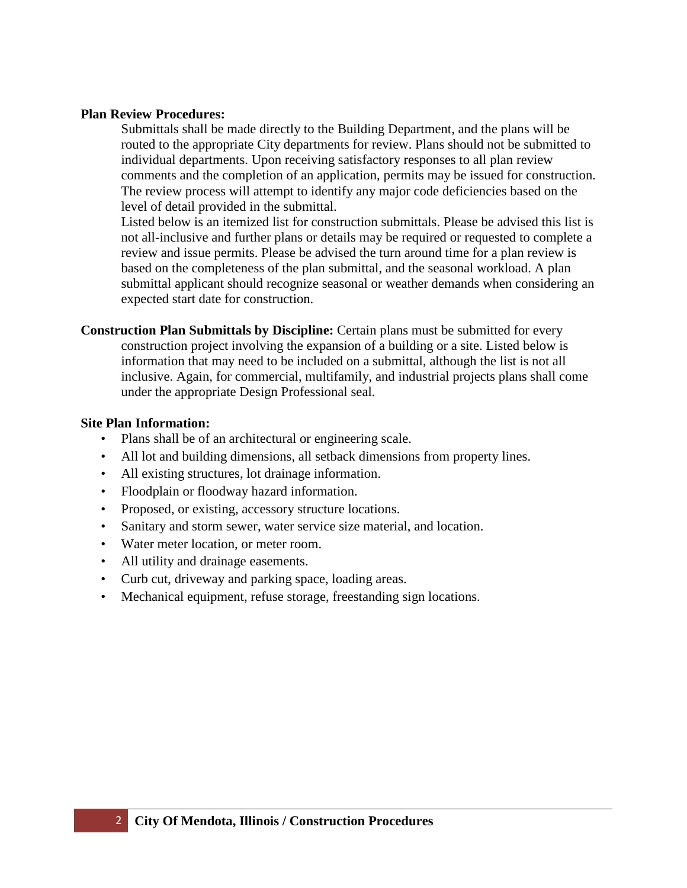**Plan Review Procedures:**

Submittals shall be made directly to the Building Department, and the plans will be routed to the appropriate City departments for review. Plans should not be submitted to individual departments. Upon receiving satisfactory responses to all plan review comments and the completion of an application, permits may be issued for construction. The review process will attempt to identify any major code deficiencies based on the level of detail provided in the submittal.

Listed below is an itemized list for construction submittals. Please be advised this list is not all-inclusive and further plans or details may be required or requested to complete a review and issue permits. Please be advised the turn around time for a plan review is based on the completeness of the plan submittal, and the seasonal workload. A plan submittal applicant should recognize seasonal or weather demands when considering an expected start date for construction.

**Construction Plan Submittals by Discipline:** Certain plans must be submitted for every construction project involving the expansion of a building or a site. Listed below is information that may need to be included on a submittal, although the list is not all inclusive. Again, for commercial, multifamily, and industrial projects plans shall come under the appropriate Design Professional seal.

**Site Plan Information:**

- Plans shall be of an architectural or engineering scale.
- All lot and building dimensions, all setback dimensions from property lines.
- All existing structures, lot drainage information.
- Floodplain or floodway hazard information.
- Proposed, or existing, accessory structure locations.
- Sanitary and storm sewer, water service size material, and location.
- Water meter location, or meter room.
- All utility and drainage easements.
- Curb cut, driveway and parking space, loading areas.
- Mechanical equipment, refuse storage, freestanding sign locations.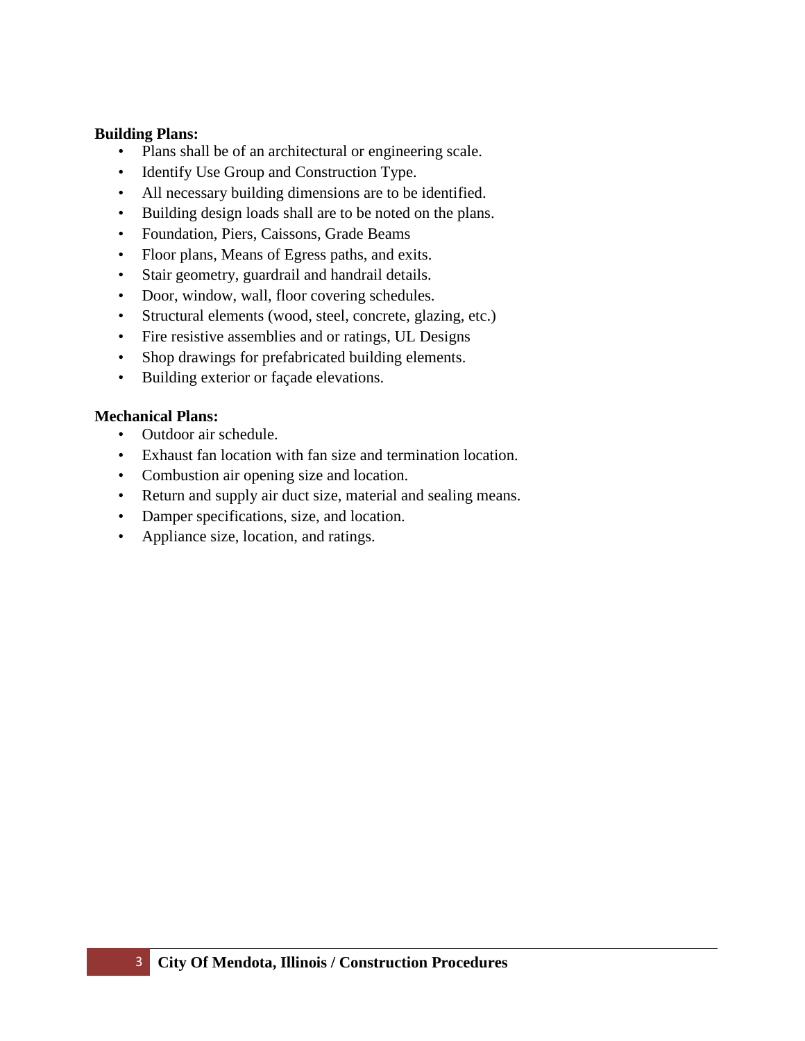**Building Plans:**

- Plans shall be of an architectural or engineering scale.
- Identify Use Group and Construction Type.
- All necessary building dimensions are to be identified.
- Building design loads shall are to be noted on the plans.
- Foundation, Piers, Caissons, Grade Beams
- Floor plans, Means of Egress paths, and exits.
- Stair geometry, guardrail and handrail details.
- Door, window, wall, floor covering schedules.
- Structural elements (wood, steel, concrete, glazing, etc.)
- Fire resistive assemblies and or ratings, UL Designs
- Shop drawings for prefabricated building elements.
- Building exterior or façade elevations.

**Mechanical Plans:**

- Outdoor air schedule.
- Exhaust fan location with fan size and termination location.
- Combustion air opening size and location.
- Return and supply air duct size, material and sealing means.
- Damper specifications, size, and location.
- Appliance size, location, and ratings.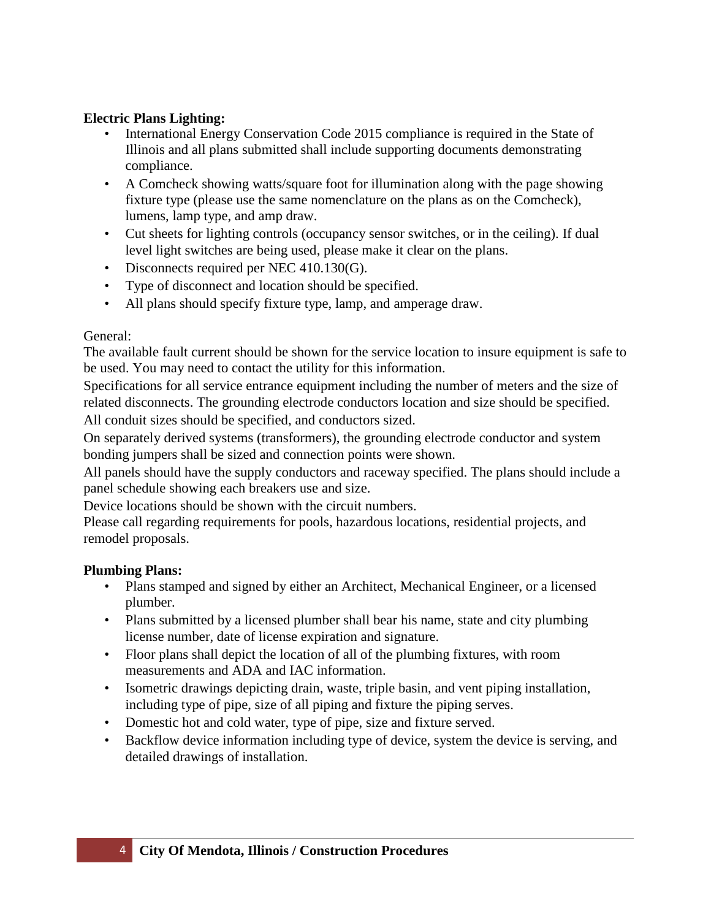**Electric Plans Lighting:**

- International Energy Conservation Code 2015 compliance is required in the State of Illinois and all plans submitted shall include supporting documents demonstrating compliance.
- A Comcheck showing watts/square foot for illumination along with the page showing fixture type (please use the same nomenclature on the plans as on the Comcheck), lumens, lamp type, and amp draw.
- Cut sheets for lighting controls (occupancy sensor switches, or in the ceiling). If dual level light switches are being used, please make it clear on the plans.
- Disconnects required per NEC 410.130(G).
- Type of disconnect and location should be specified.
- All plans should specify fixture type, lamp, and amperage draw.

General:

The available fault current should be shown for the service location to insure equipment is safe to be used. You may need to contact the utility for this information.

Specifications for all service entrance equipment including the number of meters and the size of related disconnects. The grounding electrode conductors location and size should be specified.

All conduit sizes should be specified, and conductors sized.

On separately derived systems (transformers), the grounding electrode conductor and system bonding jumpers shall be sized and connection points were shown.

All panels should have the supply conductors and raceway specified. The plans should include a panel schedule showing each breakers use and size.

Device locations should be shown with the circuit numbers.

Please call regarding requirements for pools, hazardous locations, residential projects, and remodel proposals.

**Plumbing Plans:**

- Plans stamped and signed by either an Architect, Mechanical Engineer, or a licensed plumber.
- Plans submitted by a licensed plumber shall bear his name, state and city plumbing license number, date of license expiration and signature.
- Floor plans shall depict the location of all of the plumbing fixtures, with room measurements and ADA and IAC information.
- Isometric drawings depicting drain, waste, triple basin, and vent piping installation, including type of pipe, size of all piping and fixture the piping serves.
- Domestic hot and cold water, type of pipe, size and fixture served.
- Backflow device information including type of device, system the device is serving, and detailed drawings of installation.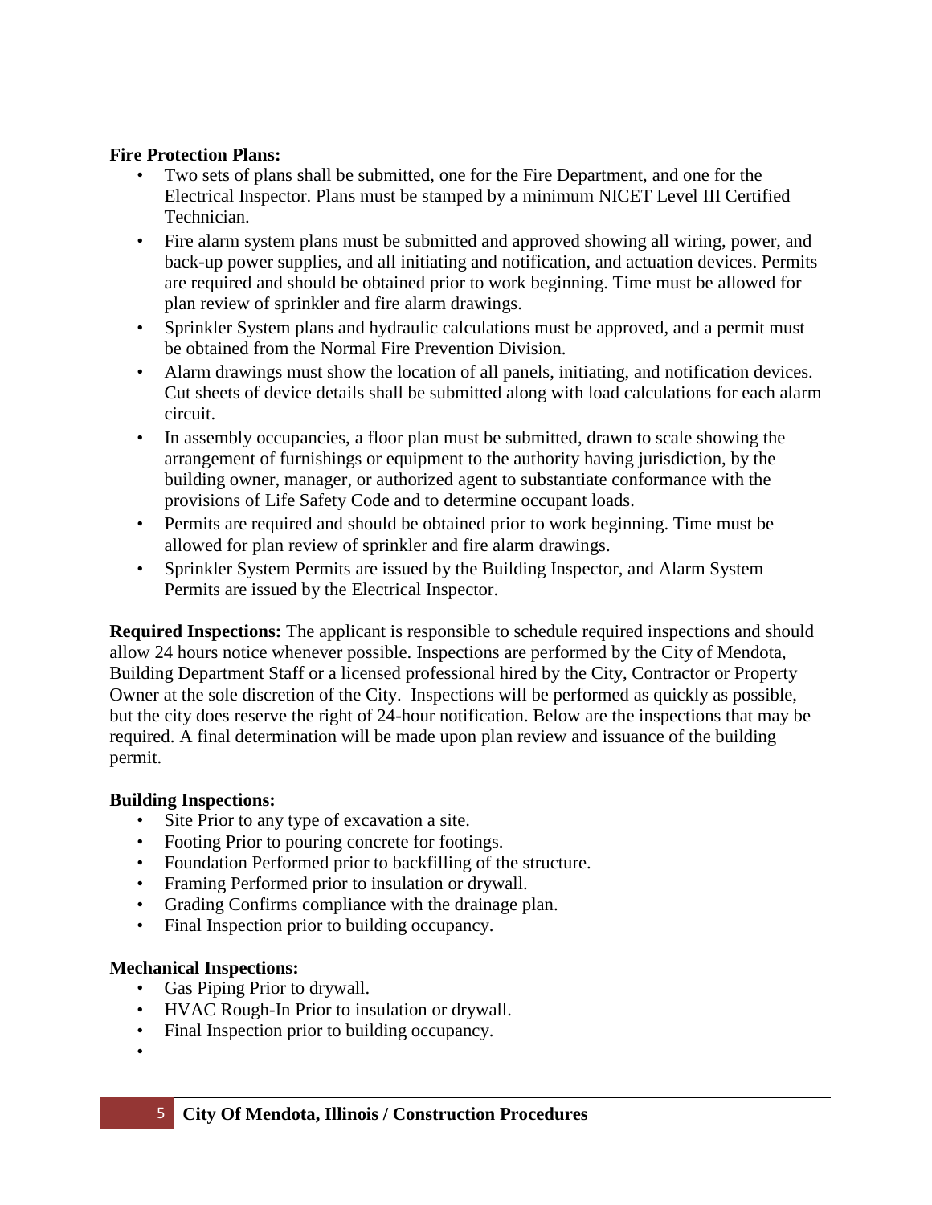**Fire Protection Plans:**

- Two sets of plans shall be submitted, one for the Fire Department, and one for the Electrical Inspector. Plans must be stamped by a minimum NICET Level III Certified Technician.
- Fire alarm system plans must be submitted and approved showing all wiring, power, and back-up power supplies, and all initiating and notification, and actuation devices. Permits are required and should be obtained prior to work beginning. Time must be allowed for plan review of sprinkler and fire alarm drawings.
- Sprinkler System plans and hydraulic calculations must be approved, and a permit must be obtained from the Normal Fire Prevention Division.
- Alarm drawings must show the location of all panels, initiating, and notification devices. Cut sheets of device details shall be submitted along with load calculations for each alarm circuit.
- In assembly occupancies, a floor plan must be submitted, drawn to scale showing the arrangement of furnishings or equipment to the authority having jurisdiction, by the building owner, manager, or authorized agent to substantiate conformance with the provisions of Life Safety Code and to determine occupant loads.
- Permits are required and should be obtained prior to work beginning. Time must be allowed for plan review of sprinkler and fire alarm drawings.
- Sprinkler System Permits are issued by the Building Inspector, and Alarm System Permits are issued by the Electrical Inspector.

**Required Inspections:** The applicant is responsible to schedule required inspections and should allow 24 hours notice whenever possible. Inspections are performed by the City of Mendota, Building Department Staff or a licensed professional hired by the City, Contractor or Property Owner at the sole discretion of the City. Inspections will be performed as quickly as possible, but the city does reserve the right of 24-hour notification. Below are the inspections that may be required. A final determination will be made upon plan review and issuance of the building permit.

**Building Inspections:**

- Site Prior to any type of excavation a site.
- Footing Prior to pouring concrete for footings.
- Foundation Performed prior to backfilling of the structure.
- Framing Performed prior to insulation or drywall.
- Grading Confirms compliance with the drainage plan.
- Final Inspection prior to building occupancy.

**Mechanical Inspections:**

- Gas Piping Prior to drywall.
- HVAC Rough-In Prior to insulation or drywall.
- Final Inspection prior to building occupancy.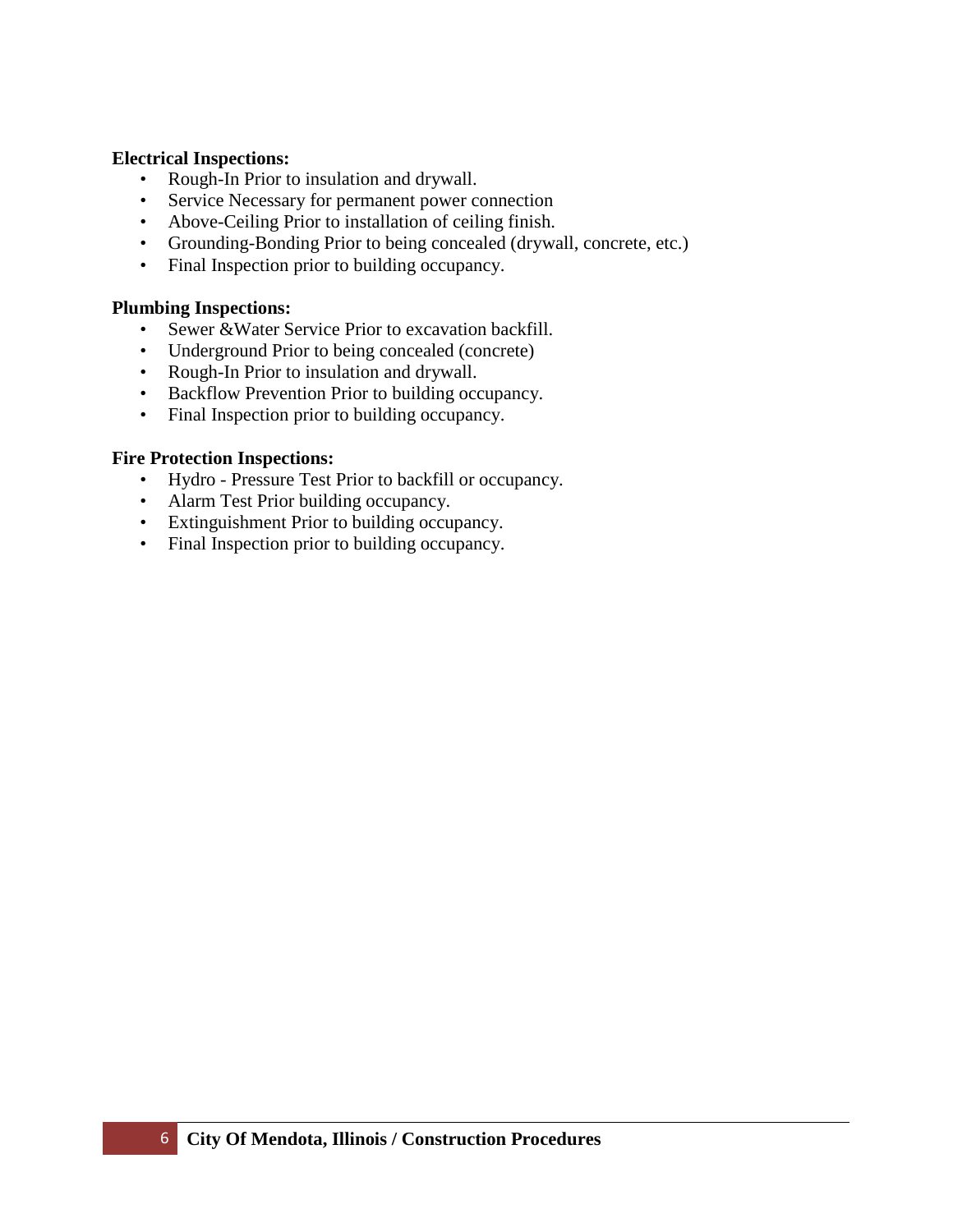**Electrical Inspections:**

- Rough-In Prior to insulation and drywall.
- Service Necessary for permanent power connection
- Above-Ceiling Prior to installation of ceiling finish.
- Grounding-Bonding Prior to being concealed (drywall, concrete, etc.)
- Final Inspection prior to building occupancy.

**Plumbing Inspections:**

- Sewer &Water Service Prior to excavation backfill.
- Underground Prior to being concealed (concrete)
- Rough-In Prior to insulation and drywall.
- Backflow Prevention Prior to building occupancy.
- Final Inspection prior to building occupancy.

**Fire Protection Inspections:**

- Hydro - Pressure Test Prior to backfill or occupancy.
- Alarm Test Prior building occupancy.
- Extinguishment Prior to building occupancy.
- Final Inspection prior to building occupancy.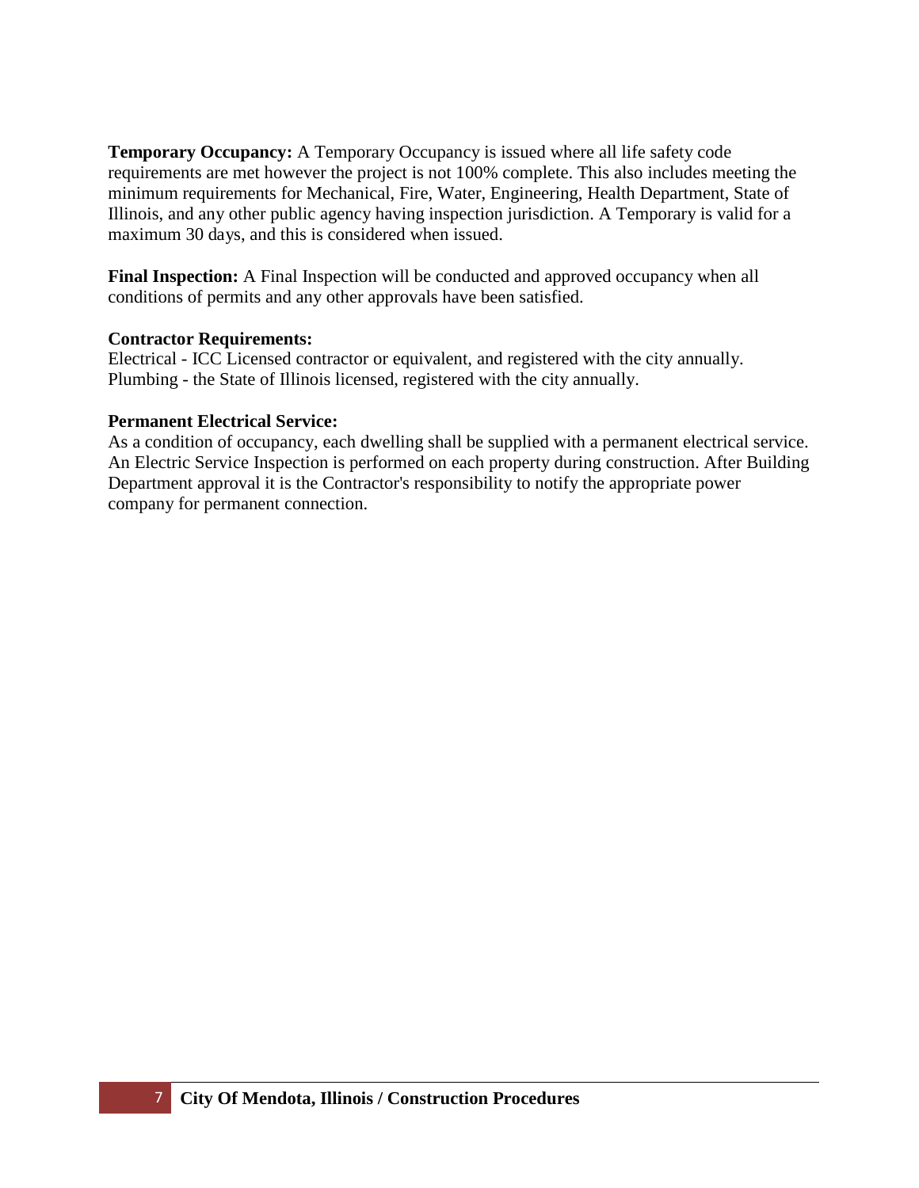**Temporary Occupancy:** A Temporary Occupancy is issued where all life safety code requirements are met however the project is not 100% complete. This also includes meeting the minimum requirements for Mechanical, Fire, Water, Engineering, Health Department, State of Illinois, and any other public agency having inspection jurisdiction. A Temporary is valid for a maximum 30 days, and this is considered when issued.

**Final Inspection:** A Final Inspection will be conducted and approved occupancy when all conditions of permits and any other approvals have been satisfied.

**Contractor Requirements:**
Electrical - ICC Licensed contractor or equivalent, and registered with the city annually.
Plumbing - the State of Illinois licensed, registered with the city annually.

**Permanent Electrical Service:**
As a condition of occupancy, each dwelling shall be supplied with a permanent electrical service. An Electric Service Inspection is performed on each property during construction. After Building Department approval it is the Contractor's responsibility to notify the appropriate power company for permanent connection.